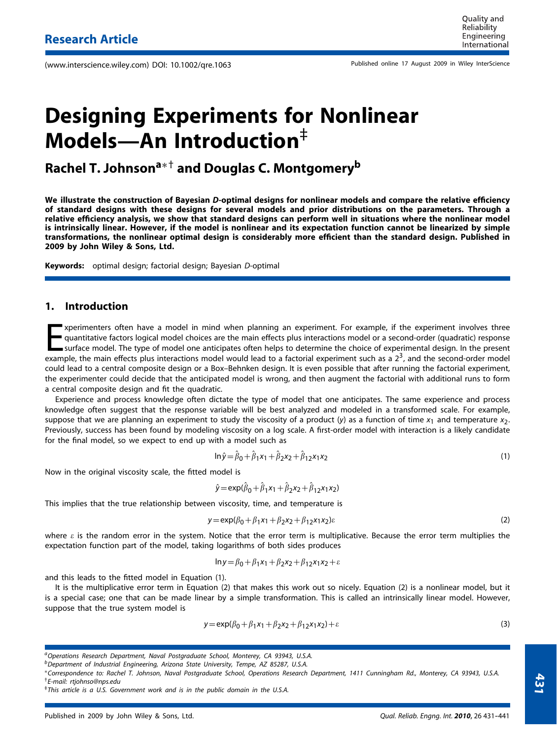# Designing Experiments for Nonlinear Models—An Introduction[‡]

**Rachel T. Johnson[a*†] and Douglas C. Montgomery[b]**

**We illustrate the construction of Bayesian *D*-optimal designs for nonlinear models and compare the relative efficiency of standard designs with these designs for several models and prior distributions on the parameters. Through a relative efficiency analysis, we show that standard designs can perform well in situations where the nonlinear model is intrinsically linear. However, if the model is nonlinear and its expectation function cannot be linearized by simple transformations, the nonlinear optimal design is considerably more efficient than the standard design. Published in 2009 by John Wiley & Sons, Ltd.**

**Keywords:** optimal design; factorial design; Bayesian *D*-optimal

## 1. Introduction

Experimenters often have a model in mind when planning an experiment. For example, if the experiment involves three quantitative factors logical model choices are the main effects plus interactions model or a second-order (quadratic) response surface model. The type of model one anticipates often helps to determine the choice of experimental design. In the present example, the main effects plus interactions model would lead to a factorial experiment such as a $2^3$, and the second-order model could lead to a central composite design or a Box–Behnken design. It is even possible that after running the factorial experiment, the experimenter could decide that the anticipated model is wrong, and then augment the factorial with additional runs to form a central composite design and fit the quadratic.

Experience and process knowledge often dictate the type of model that one anticipates. The same experience and process knowledge often suggest that the response variable will be best analyzed and modeled in a transformed scale. For example, suppose that we are planning an experiment to study the viscosity of a product ($y$) as a function of time $x_1$ and temperature $x_2$. Previously, success has been found by modeling viscosity on a log scale. A first-order model with interaction is a likely candidate for the final model, so we expect to end up with a model such as

$$\ln\hat{y} = \hat{\beta}_0 + \hat{\beta}_1 x_1 + \hat{\beta}_2 x_2 + \hat{\beta}_{12} x_1 x_2 \tag{1}$$

Now in the original viscosity scale, the fitted model is

$$\hat{y} = \exp(\hat{\beta}_0 + \hat{\beta}_1 x_1 + \hat{\beta}_2 x_2 + \hat{\beta}_{12} x_1 x_2)$$

This implies that the true relationship between viscosity, time, and temperature is

$$y = \exp(\beta_0 + \beta_1 x_1 + \beta_2 x_2 + \beta_{12} x_1 x_2)\varepsilon \tag{2}$$

where $\varepsilon$ is the random error in the system. Notice that the error term is multiplicative. Because the error term multiplies the expectation function part of the model, taking logarithms of both sides produces

$$\ln y = \beta_0 + \beta_1 x_1 + \beta_2 x_2 + \beta_{12} x_1 x_2 + \varepsilon$$

and this leads to the fitted model in Equation (1).

It is the multiplicative error term in Equation (2) that makes this work out so nicely. Equation (2) is a nonlinear model, but it is a special case; one that can be made linear by a simple transformation. This is called an intrinsically linear model. However, suppose that the true system model is

$$y = \exp(\beta_0 + \beta_1 x_1 + \beta_2 x_2 + \beta_{12} x_1 x_2) + \varepsilon \tag{3}$$

---

[a] Operations Research Department, Naval Postgraduate School, Monterey, CA 93943, U.S.A.
[b] Department of Industrial Engineering, Arizona State University, Tempe, AZ 85287, U.S.A.
[*] Correspondence to: Rachel T. Johnson, Naval Postgraduate School, Operations Research Department, 1411 Cunningham Rd., Monterey, CA 93943, U.S.A.
[†] E-mail: rtjohnso@nps.edu
[‡] This article is a U.S. Government work and is in the public domain in the U.S.A.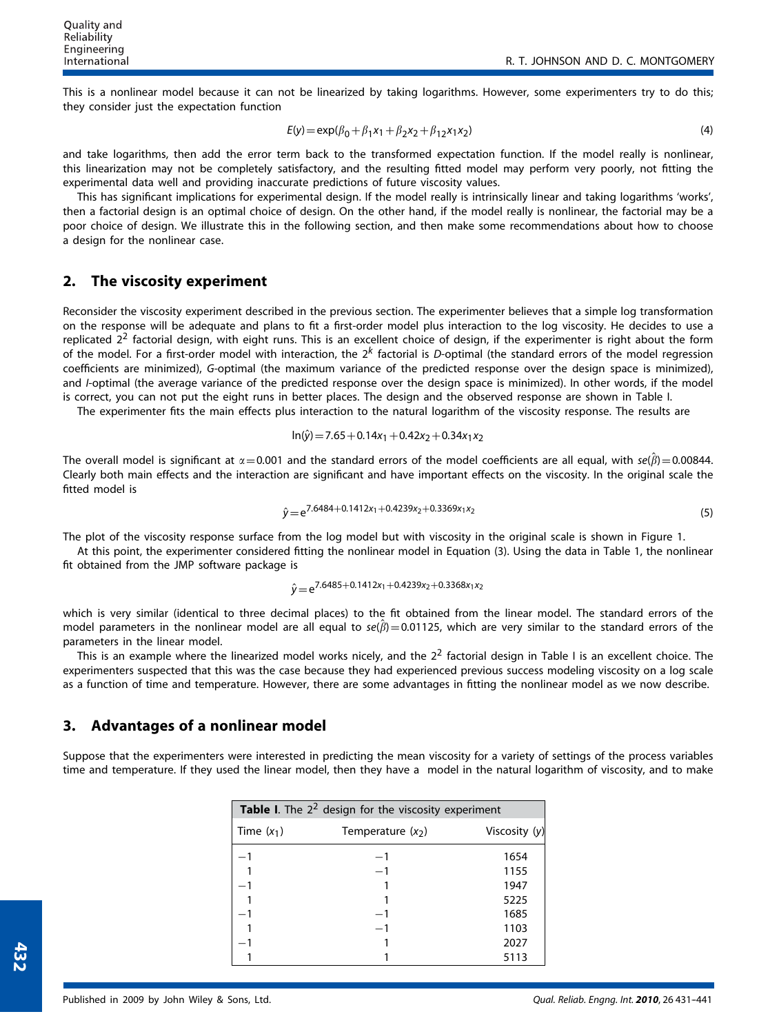This is a nonlinear model because it can not be linearized by taking logarithms. However, some experimenters try to do this; they consider just the expectation function

$$E(y) = \exp(\beta_0 + \beta_1 x_1 + \beta_2 x_2 + \beta_{12} x_1 x_2) \tag{4}$$

and take logarithms, then add the error term back to the transformed expectation function. If the model really is nonlinear, this linearization may not be completely satisfactory, and the resulting fitted model may perform very poorly, not fitting the experimental data well and providing inaccurate predictions of future viscosity values.

This has significant implications for experimental design. If the model really is intrinsically linear and taking logarithms 'works', then a factorial design is an optimal choice of design. On the other hand, if the model really is nonlinear, the factorial may be a poor choice of design. We illustrate this in the following section, and then make some recommendations about how to choose a design for the nonlinear case.

## 2. The viscosity experiment

Reconsider the viscosity experiment described in the previous section. The experimenter believes that a simple log transformation on the response will be adequate and plans to fit a first-order model plus interaction to the log viscosity. He decides to use a replicated $2^2$ factorial design, with eight runs. This is an excellent choice of design, if the experimenter is right about the form of the model. For a first-order model with interaction, the $2^k$ factorial is *D*-optimal (the standard errors of the model regression coefficients are minimized), *G*-optimal (the maximum variance of the predicted response over the design space is minimized), and *I*-optimal (the average variance of the predicted response over the design space is minimized). In other words, if the model is correct, you can not put the eight runs in better places. The design and the observed response are shown in Table I.

The experimenter fits the main effects plus interaction to the natural logarithm of the viscosity response. The results are

$$\ln(\hat{y}) = 7.65 + 0.14x_1 + 0.42x_2 + 0.34x_1 x_2$$

The overall model is significant at $\alpha = 0.001$ and the standard errors of the model coefficients are all equal, with $se(\hat{\beta}) = 0.00844$. Clearly both main effects and the interaction are significant and have important effects on the viscosity. In the original scale the fitted model is

$$\hat{y} = e^{7.6484 + 0.1412x_1 + 0.4239x_2 + 0.3369x_1 x_2} \tag{5}$$

The plot of the viscosity response surface from the log model but with viscosity in the original scale is shown in Figure 1.

At this point, the experimenter considered fitting the nonlinear model in Equation (3). Using the data in Table 1, the nonlinear fit obtained from the JMP software package is

$$\hat{y} = e^{7.6485 + 0.1412x_1 + 0.4239x_2 + 0.3368x_1 x_2}$$

which is very similar (identical to three decimal places) to the fit obtained from the linear model. The standard errors of the model parameters in the nonlinear model are all equal to $se(\hat{\beta}) = 0.01125$, which are very similar to the standard errors of the parameters in the linear model.

This is an example where the linearized model works nicely, and the $2^2$ factorial design in Table I is an excellent choice. The experimenters suspected that this was the case because they had experienced previous success modeling viscosity on a log scale as a function of time and temperature. However, there are some advantages in fitting the nonlinear model as we now describe.

## 3. Advantages of a nonlinear model

Suppose that the experimenters were interested in predicting the mean viscosity for a variety of settings of the process variables time and temperature. If they used the linear model, then they have a model in the natural logarithm of viscosity, and to make

**Table I**. The $2^2$ design for the viscosity experiment

| Time ($x_1$) | Temperature ($x_2$) | Viscosity ($y$) |
|---|---|---|
| −1 | −1 | 1654 |
| 1 | −1 | 1155 |
| −1 | 1 | 1947 |
| 1 | 1 | 5225 |
| −1 | −1 | 1685 |
| 1 | −1 | 1103 |
| −1 | 1 | 2027 |
| 1 | 1 | 5113 |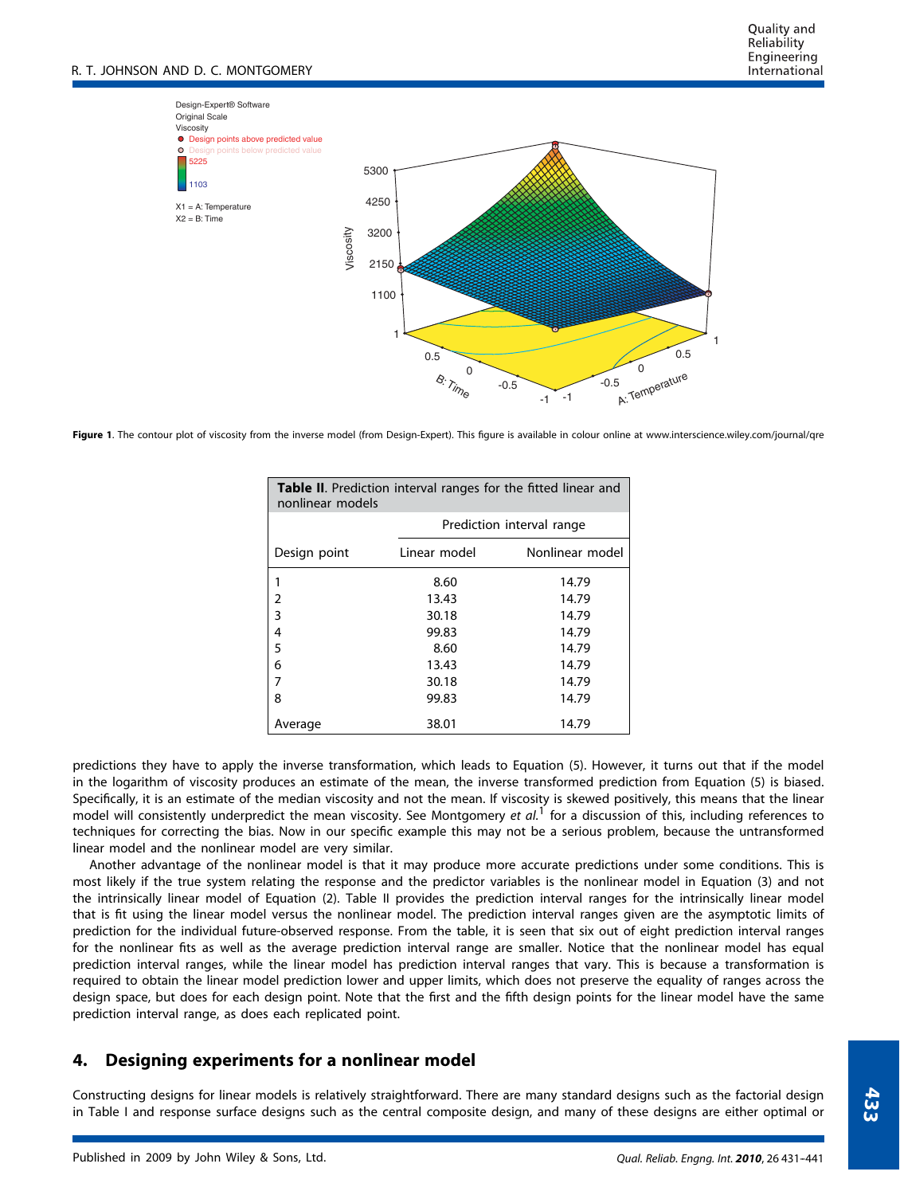Figure 1. The contour plot of viscosity from the inverse model (from Design-Expert). This figure is available in colour online at www.interscience.wiley.com/journal/qre

**Table II**. Prediction interval ranges for the fitted linear and nonlinear models

| Design point | Prediction interval range | |
|---|---|---|
| | Linear model | Nonlinear model |
| 1 | 8.60 | 14.79 |
| 2 | 13.43 | 14.79 |
| 3 | 30.18 | 14.79 |
| 4 | 99.83 | 14.79 |
| 5 | 8.60 | 14.79 |
| 6 | 13.43 | 14.79 |
| 7 | 30.18 | 14.79 |
| 8 | 99.83 | 14.79 |
| Average | 38.01 | 14.79 |

predictions they have to apply the inverse transformation, which leads to Equation (5). However, it turns out that if the model in the logarithm of viscosity produces an estimate of the mean, the inverse transformed prediction from Equation (5) is biased. Specifically, it is an estimate of the median viscosity and not the mean. If viscosity is skewed positively, this means that the linear model will consistently underpredict the mean viscosity. See Montgomery *et al.*[1] for a discussion of this, including references to techniques for correcting the bias. Now in our specific example this may not be a serious problem, because the untransformed linear model and the nonlinear model are very similar.

Another advantage of the nonlinear model is that it may produce more accurate predictions under some conditions. This is most likely if the true system relating the response and the predictor variables is the nonlinear model in Equation (3) and not the intrinsically linear model of Equation (2). Table II provides the prediction interval ranges for the intrinsically linear model that is fit using the linear model versus the nonlinear model. The prediction interval ranges given are the asymptotic limits of prediction for the individual future-observed response. From the table, it is seen that six out of eight prediction interval ranges for the nonlinear fits as well as the average prediction interval range are smaller. Notice that the nonlinear model has equal prediction interval ranges, while the linear model has prediction interval ranges that vary. This is because a transformation is required to obtain the linear model prediction lower and upper limits, which does not preserve the equality of ranges across the design space, but does for each design point. Note that the first and the fifth design points for the linear model have the same prediction interval range, as does each replicated point.

## 4. Designing experiments for a nonlinear model

Constructing designs for linear models is relatively straightforward. There are many standard designs such as the factorial design in Table I and response surface designs such as the central composite design, and many of these designs are either optimal or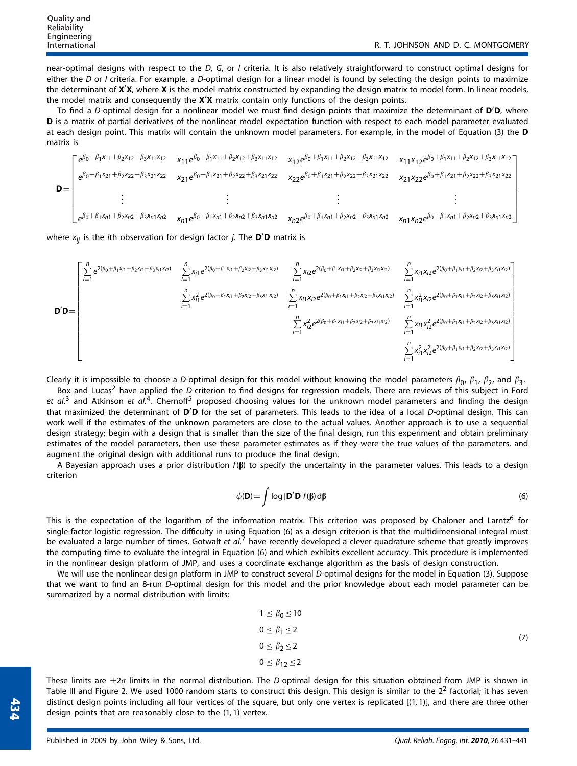near-optimal designs with respect to the *D*, *G*, or *I* criteria. It is also relatively straightforward to construct optimal designs for either the *D* or *I* criteria. For example, a *D*-optimal design for a linear model is found by selecting the design points to maximize the determinant of $\mathbf{X}'\mathbf{X}$, where $\mathbf{X}$ is the model matrix constructed by expanding the design matrix to model form. In linear models, the model matrix and consequently the $\mathbf{X}'\mathbf{X}$ matrix contain only functions of the design points.

To find a *D*-optimal design for a nonlinear model we must find design points that maximize the determinant of $\mathbf{D}'\mathbf{D}$, where $\mathbf{D}$ is a matrix of partial derivatives of the nonlinear model expectation function with respect to each model parameter evaluated at each design point. This matrix will contain the unknown model parameters. For example, in the model of Equation (3) the $\mathbf{D}$ matrix is

$$
\mathbf{D}=\begin{bmatrix}
e^{\beta_0+\beta_1x_{11}+\beta_2x_{12}+\beta_3x_{11}x_{12}} & x_{11}e^{\beta_0+\beta_1x_{11}+\beta_2x_{12}+\beta_3x_{11}x_{12}} & x_{12}e^{\beta_0+\beta_1x_{11}+\beta_2x_{12}+\beta_3x_{11}x_{12}} & x_{11}x_{12}e^{\beta_0+\beta_1x_{11}+\beta_2x_{12}+\beta_3x_{11}x_{12}} \\
e^{\beta_0+\beta_1x_{21}+\beta_2x_{22}+\beta_3x_{21}x_{22}} & x_{21}e^{\beta_0+\beta_1x_{21}+\beta_2x_{22}+\beta_3x_{21}x_{22}} & x_{22}e^{\beta_0+\beta_1x_{21}+\beta_2x_{22}+\beta_3x_{21}x_{22}} & x_{21}x_{22}e^{\beta_0+\beta_1x_{21}+\beta_2x_{22}+\beta_3x_{21}x_{22}} \\
\vdots & \vdots & \vdots & \vdots \\
e^{\beta_0+\beta_1x_{n1}+\beta_2x_{n2}+\beta_3x_{n1}x_{n2}} & x_{n1}e^{\beta_0+\beta_1x_{n1}+\beta_2x_{n2}+\beta_3x_{n1}x_{n2}} & x_{n2}e^{\beta_0+\beta_1x_{n1}+\beta_2x_{n2}+\beta_3x_{n1}x_{n2}} & x_{n1}x_{n2}e^{\beta_0+\beta_1x_{n1}+\beta_2x_{n2}+\beta_3x_{n1}x_{n2}}
\end{bmatrix}
$$

where $x_{ij}$ is the *i*th observation for design factor *j*. The $\mathbf{D}'\mathbf{D}$ matrix is

$$
\mathbf{D}'\mathbf{D}=\begin{bmatrix}
\sum_{i=1}^{n}e^{2(\beta_0+\beta_1x_{i1}+\beta_2x_{i2}+\beta_3x_{i1}x_{i2})} & \sum_{i=1}^{n}x_{i1}e^{2(\beta_0+\beta_1x_{i1}+\beta_2x_{i2}+\beta_3x_{i1}x_{i2})} & \sum_{i=1}^{n}x_{i2}e^{2(\beta_0+\beta_1x_{i1}+\beta_2x_{i2}+\beta_3x_{i1}x_{i2})} & \sum_{i=1}^{n}x_{i1}x_{i2}e^{2(\beta_0+\beta_1x_{i1}+\beta_2x_{i2}+\beta_3x_{i1}x_{i2})} \\
 & \sum_{i=1}^{n}x_{i1}^2e^{2(\beta_0+\beta_1x_{i1}+\beta_2x_{i2}+\beta_3x_{i1}x_{i2})} & \sum_{i=1}^{n}x_{i1}x_{i2}e^{2(\beta_0+\beta_1x_{i1}+\beta_2x_{i2}+\beta_3x_{i1}x_{i2})} & \sum_{i=1}^{n}x_{i1}^2x_{i2}e^{2(\beta_0+\beta_1x_{i1}+\beta_2x_{i2}+\beta_3x_{i1}x_{i2})} \\
 & & \sum_{i=1}^{n}x_{i2}^2e^{2(\beta_0+\beta_1x_{i1}+\beta_2x_{i2}+\beta_3x_{i1}x_{i2})} & \sum_{i=1}^{n}x_{i1}x_{i2}^2e^{2(\beta_0+\beta_1x_{i1}+\beta_2x_{i2}+\beta_3x_{i1}x_{i2})} \\
 & & & \sum_{i=1}^{n}x_{i1}^2x_{i2}^2e^{2(\beta_0+\beta_1x_{i1}+\beta_2x_{i2}+\beta_3x_{i1}x_{i2})}
\end{bmatrix}
$$

Clearly it is impossible to choose a *D*-optimal design for this model without knowing the model parameters $\beta_0$, $\beta_1$, $\beta_2$, and $\beta_3$.

Box and Lucas[2] have applied the *D*-criterion to find designs for regression models. There are reviews of this subject in Ford *et al.*[3] and Atkinson *et al.*[4]. Chernoff[5] proposed choosing values for the unknown model parameters and finding the design that maximized the determinant of $\mathbf{D}'\mathbf{D}$ for the set of parameters. This leads to the idea of a local *D*-optimal design. This can work well if the estimates of the unknown parameters are close to the actual values. Another approach is to use a sequential design strategy; begin with a design that is smaller than the size of the final design, run this experiment and obtain preliminary estimates of the model parameters, then use these parameter estimates as if they were the true values of the parameters, and augment the original design with additional runs to produce the final design.

A Bayesian approach uses a prior distribution $f(\boldsymbol{\beta})$ to specify the uncertainty in the parameter values. This leads to a design criterion

$$
\phi(\mathbf{D})=\int \log|\mathbf{D}'\mathbf{D}|f(\boldsymbol{\beta})\,d\boldsymbol{\beta} \tag{6}
$$

This is the expectation of the logarithm of the information matrix. This criterion was proposed by Chaloner and Larntz[6] for single-factor logistic regression. The difficulty in using Equation (6) as a design criterion is that the multidimensional integral must be evaluated a large number of times. Gotwalt *et al.*[7] have recently developed a clever quadrature scheme that greatly improves the computing time to evaluate the integral in Equation (6) and which exhibits excellent accuracy. This procedure is implemented in the nonlinear design platform of JMP, and uses a coordinate exchange algorithm as the basis of design construction.

We will use the nonlinear design platform in JMP to construct several *D*-optimal designs for the model in Equation (3). Suppose that we want to find an 8-run *D*-optimal design for this model and the prior knowledge about each model parameter can be summarized by a normal distribution with limits:

$$
\begin{aligned}
1 &\le \beta_0 \le 10 \\
0 &\le \beta_1 \le 2 \\
0 &\le \beta_2 \le 2 \\
0 &\le \beta_{12} \le 2
\end{aligned} \tag{7}
$$

These limits are $\pm 2\sigma$ limits in the normal distribution. The *D*-optimal design for this situation obtained from JMP is shown in Table III and Figure 2. We used 1000 random starts to construct this design. This design is similar to the $2^2$ factorial; it has seven distinct design points including all four vertices of the square, but only one vertex is replicated [(1, 1)], and there are three other design points that are reasonably close to the (1, 1) vertex.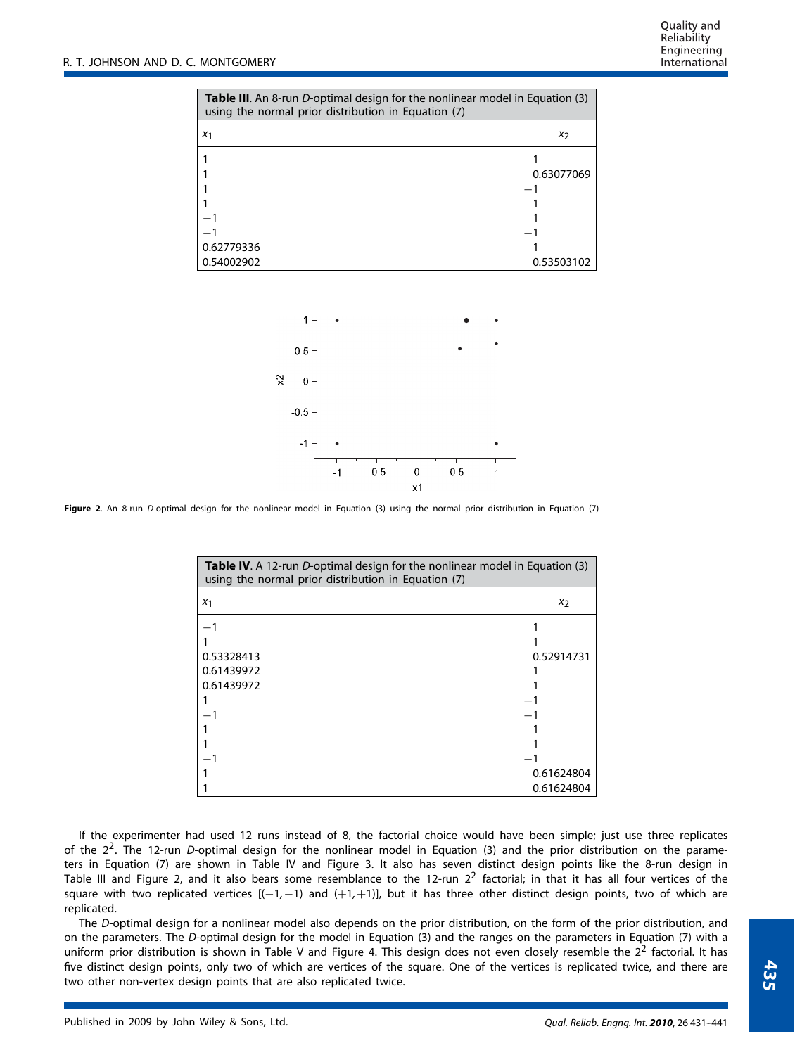**Table III**. An 8-run *D*-optimal design for the nonlinear model in Equation (3) using the normal prior distribution in Equation (7)

| $x_1$ | $x_2$ |
|---|---|
| 1 | 1 |
| 1 | 0.63077069 |
| 1 | −1 |
| 1 | 1 |
| −1 | 1 |
| −1 | −1 |
| 0.62779336 | 1 |
| 0.54002902 | 0.53503102 |

**Figure 2**. An 8-run *D*-optimal design for the nonlinear model in Equation (3) using the normal prior distribution in Equation (7)

**Table IV**. A 12-run *D*-optimal design for the nonlinear model in Equation (3) using the normal prior distribution in Equation (7)

| $x_1$ | $x_2$ |
|---|---|
| −1 | 1 |
| 1 | 1 |
| 0.53328413 | 0.52914731 |
| 0.61439972 | 1 |
| 0.61439972 | 1 |
| 1 | −1 |
| −1 | −1 |
| 1 | 1 |
| 1 | 1 |
| −1 | −1 |
| 1 | 0.61624804 |
| 1 | 0.61624804 |

If the experimenter had used 12 runs instead of 8, the factorial choice would have been simple; just use three replicates of the $2^2$. The 12-run *D*-optimal design for the nonlinear model in Equation (3) and the prior distribution on the parameters in Equation (7) are shown in Table IV and Figure 3. It also has seven distinct design points like the 8-run design in Table III and Figure 2, and it also bears some resemblance to the 12-run $2^2$ factorial; in that it has all four vertices of the square with two replicated vertices [(−1, −1) and (+1, +1)], but it has three other distinct design points, two of which are replicated.

The *D*-optimal design for a nonlinear model also depends on the prior distribution, on the form of the prior distribution, and on the parameters. The *D*-optimal design for the model in Equation (3) and the ranges on the parameters in Equation (7) with a uniform prior distribution is shown in Table V and Figure 4. This design does not even closely resemble the $2^2$ factorial. It has five distinct design points, only two of which are vertices of the square. One of the vertices is replicated twice, and there are two other non-vertex design points that are also replicated twice.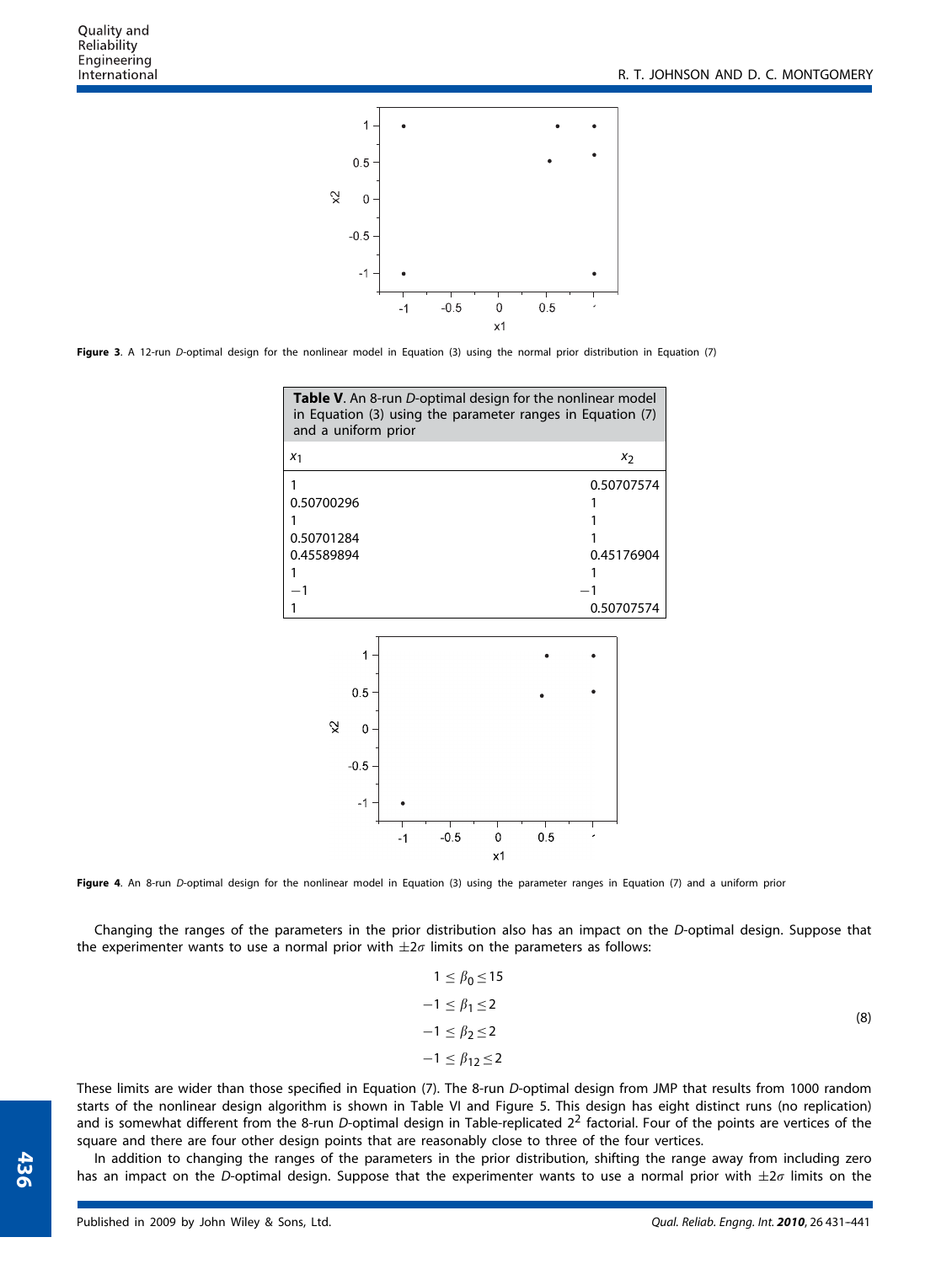**Figure 3**. A 12-run *D*-optimal design for the nonlinear model in Equation (3) using the normal prior distribution in Equation (7)

**Table V**. An 8-run *D*-optimal design for the nonlinear model in Equation (3) using the parameter ranges in Equation (7) and a uniform prior

| $x_1$ | $x_2$ |
|---|---|
| 1 | 0.50707574 |
| 0.50700296 | 1 |
| 1 | 1 |
| 0.50701284 | 1 |
| 0.45589894 | 0.45176904 |
| 1 | 1 |
| −1 | −1 |
| 1 | 0.50707574 |

**Figure 4**. An 8-run *D*-optimal design for the nonlinear model in Equation (3) using the parameter ranges in Equation (7) and a uniform prior

Changing the ranges of the parameters in the prior distribution also has an impact on the *D*-optimal design. Suppose that the experimenter wants to use a normal prior with $\pm 2\sigma$ limits on the parameters as follows:

$$
\begin{aligned}
1 \leq \beta_0 &\leq 15 \\
-1 \leq \beta_1 &\leq 2 \\
-1 \leq \beta_2 &\leq 2 \\
-1 \leq \beta_{12} &\leq 2
\end{aligned}
\tag{8}
$$

These limits are wider than those specified in Equation (7). The 8-run *D*-optimal design from JMP that results from 1000 random starts of the nonlinear design algorithm is shown in Table VI and Figure 5. This design has eight distinct runs (no replication) and is somewhat different from the 8-run *D*-optimal design in Table-replicated $2^2$ factorial. Four of the points are vertices of the square and there are four other design points that are reasonably close to three of the four vertices.

In addition to changing the ranges of the parameters in the prior distribution, shifting the range away from including zero has an impact on the *D*-optimal design. Suppose that the experimenter wants to use a normal prior with $\pm 2\sigma$ limits on the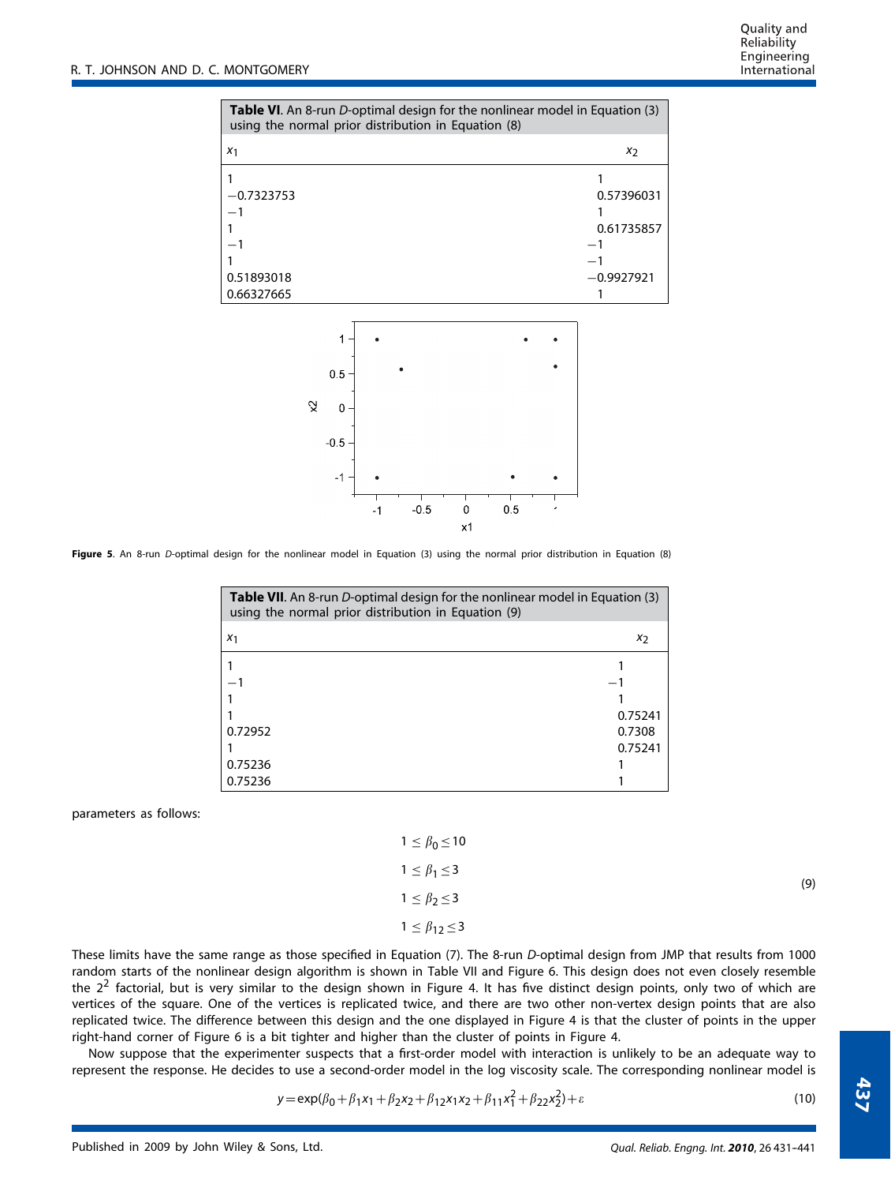| **Table VI**. An 8-run *D*-optimal design for the nonlinear model in Equation (3) using the normal prior distribution in Equation (8) | |
|---|---|
| $x_1$ | $x_2$ |
| 1 | 1 |
| −0.7323753 | 0.57396031 |
| −1 | 1 |
| 1 | 0.61735857 |
| −1 | −1 |
| 1 | −1 |
| 0.51893018 | −0.9927921 |
| 0.66327665 | 1 |

**Figure 5**. An 8-run *D*-optimal design for the nonlinear model in Equation (3) using the normal prior distribution in Equation (8)

| **Table VII**. An 8-run *D*-optimal design for the nonlinear model in Equation (3) using the normal prior distribution in Equation (9) | |
|---|---|
| $x_1$ | $x_2$ |
| 1 | 1 |
| −1 | −1 |
| 1 | 1 |
| 1 | 0.75241 |
| 0.72952 | 0.7308 |
| 1 | 0.75241 |
| 0.75236 | 1 |
| 0.75236 | 1 |

parameters as follows:

$$
\begin{aligned}
1 &\leq \beta_0 \leq 10 \\
1 &\leq \beta_1 \leq 3 \\
1 &\leq \beta_2 \leq 3 \\
1 &\leq \beta_{12} \leq 3
\end{aligned}
\tag{9}
$$

These limits have the same range as those specified in Equation (7). The 8-run *D*-optimal design from JMP that results from 1000 random starts of the nonlinear design algorithm is shown in Table VII and Figure 6. This design does not even closely resemble the $2^2$ factorial, but is very similar to the design shown in Figure 4. It has five distinct design points, only two of which are vertices of the square. One of the vertices is replicated twice, and there are two other non-vertex design points that are also replicated twice. The difference between this design and the one displayed in Figure 4 is that the cluster of points in the upper right-hand corner of Figure 6 is a bit tighter and higher than the cluster of points in Figure 4.

Now suppose that the experimenter suspects that a first-order model with interaction is unlikely to be an adequate way to represent the response. He decides to use a second-order model in the log viscosity scale. The corresponding nonlinear model is

$$
y = \exp(\beta_0 + \beta_1 x_1 + \beta_2 x_2 + \beta_{12} x_1 x_2 + \beta_{11} x_1^2 + \beta_{22} x_2^2) + \varepsilon \tag{10}
$$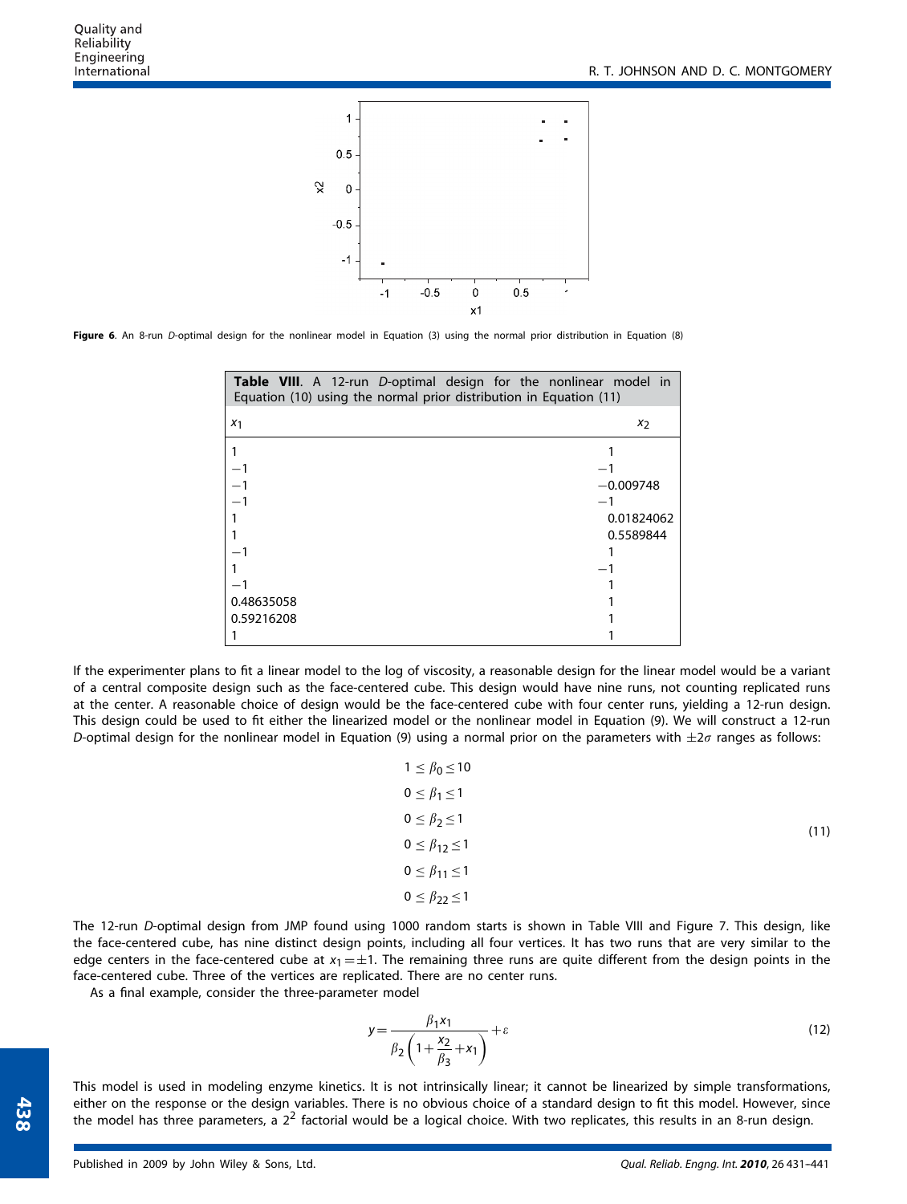Figure 6. An 8-run *D*-optimal design for the nonlinear model in Equation (3) using the normal prior distribution in Equation (8)

**Table VIII**. A 12-run *D*-optimal design for the nonlinear model in Equation (10) using the normal prior distribution in Equation (11)

| $x_1$ | $x_2$ |
|---|---|
| 1 | 1 |
| −1 | −1 |
| −1 | −0.009748 |
| −1 | −1 |
| 1 | 0.01824062 |
| 1 | 0.5589844 |
| −1 | 1 |
| 1 | −1 |
| −1 | 1 |
| 0.48635058 | 1 |
| 0.59216208 | 1 |
| 1 | 1 |

If the experimenter plans to fit a linear model to the log of viscosity, a reasonable design for the linear model would be a variant of a central composite design such as the face-centered cube. This design would have nine runs, not counting replicated runs at the center. A reasonable choice of design would be the face-centered cube with four center runs, yielding a 12-run design. This design could be used to fit either the linearized model or the nonlinear model in Equation (9). We will construct a 12-run *D*-optimal design for the nonlinear model in Equation (9) using a normal prior on the parameters with $\pm 2\sigma$ ranges as follows:

$$
\begin{aligned}
1 &\leq \beta_0 \leq 10 \\
0 &\leq \beta_1 \leq 1 \\
0 &\leq \beta_2 \leq 1 \\
0 &\leq \beta_{12} \leq 1 \\
0 &\leq \beta_{11} \leq 1 \\
0 &\leq \beta_{22} \leq 1
\end{aligned}
\tag{11}
$$

The 12-run *D*-optimal design from JMP found using 1000 random starts is shown in Table VIII and Figure 7. This design, like the face-centered cube, has nine distinct design points, including all four vertices. It has two runs that are very similar to the edge centers in the face-centered cube at $x_1 = \pm 1$. The remaining three runs are quite different from the design points in the face-centered cube. Three of the vertices are replicated. There are no center runs.

As a final example, consider the three-parameter model

$$
y = \frac{\beta_1 x_1}{\beta_2 \left(1 + \dfrac{x_2}{\beta_3} + x_1\right)} + \varepsilon
\tag{12}
$$

This model is used in modeling enzyme kinetics. It is not intrinsically linear; it cannot be linearized by simple transformations, either on the response or the design variables. There is no obvious choice of a standard design to fit this model. However, since the model has three parameters, a $2^2$ factorial would be a logical choice. With two replicates, this results in an 8-run design.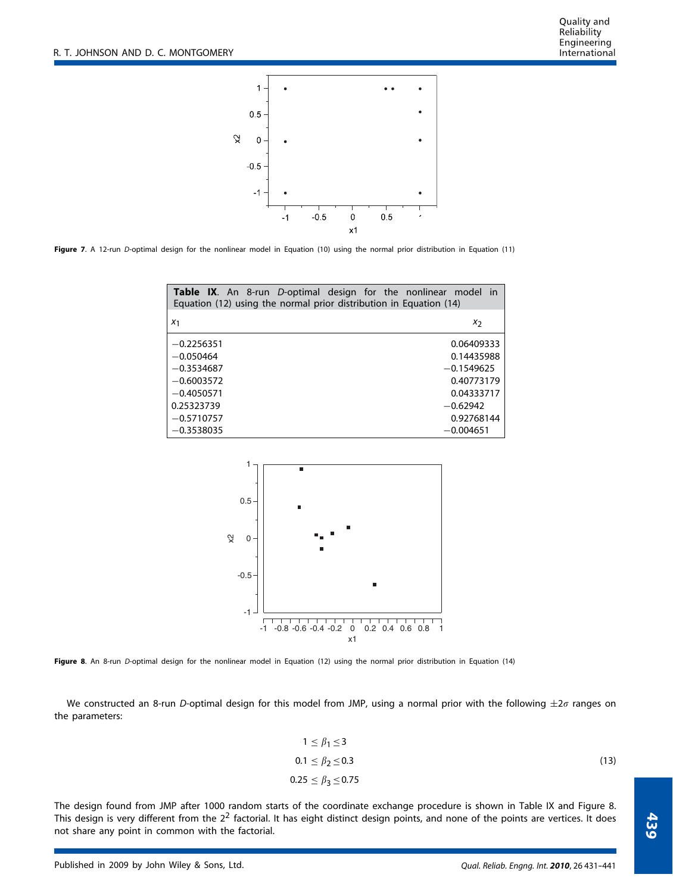**Figure 7**. A 12-run *D*-optimal design for the nonlinear model in Equation (10) using the normal prior distribution in Equation (11)

**Table IX**. An 8-run *D*-optimal design for the nonlinear model in Equation (12) using the normal prior distribution in Equation (14)

| $x_1$ | $x_2$ |
|---|---|
| −0.2256351 | 0.06409333 |
| −0.050464 | 0.14435988 |
| −0.3534687 | −0.1549625 |
| −0.6003572 | 0.40773179 |
| −0.4050571 | 0.04333717 |
| 0.25323739 | −0.62942 |
| −0.5710757 | 0.92768144 |
| −0.3538035 | −0.004651 |

**Figure 8**. An 8-run *D*-optimal design for the nonlinear model in Equation (12) using the normal prior distribution in Equation (14)

We constructed an 8-run *D*-optimal design for this model from JMP, using a normal prior with the following $\pm 2\sigma$ ranges on the parameters:

$$
\begin{aligned}
1 &\le \beta_1 \le 3 \\
0.1 &\le \beta_2 \le 0.3 \\
0.25 &\le \beta_3 \le 0.75
\end{aligned}
\tag{13}
$$

The design found from JMP after 1000 random starts of the coordinate exchange procedure is shown in Table IX and Figure 8. This design is very different from the $2^2$ factorial. It has eight distinct design points, and none of the points are vertices. It does not share any point in common with the factorial.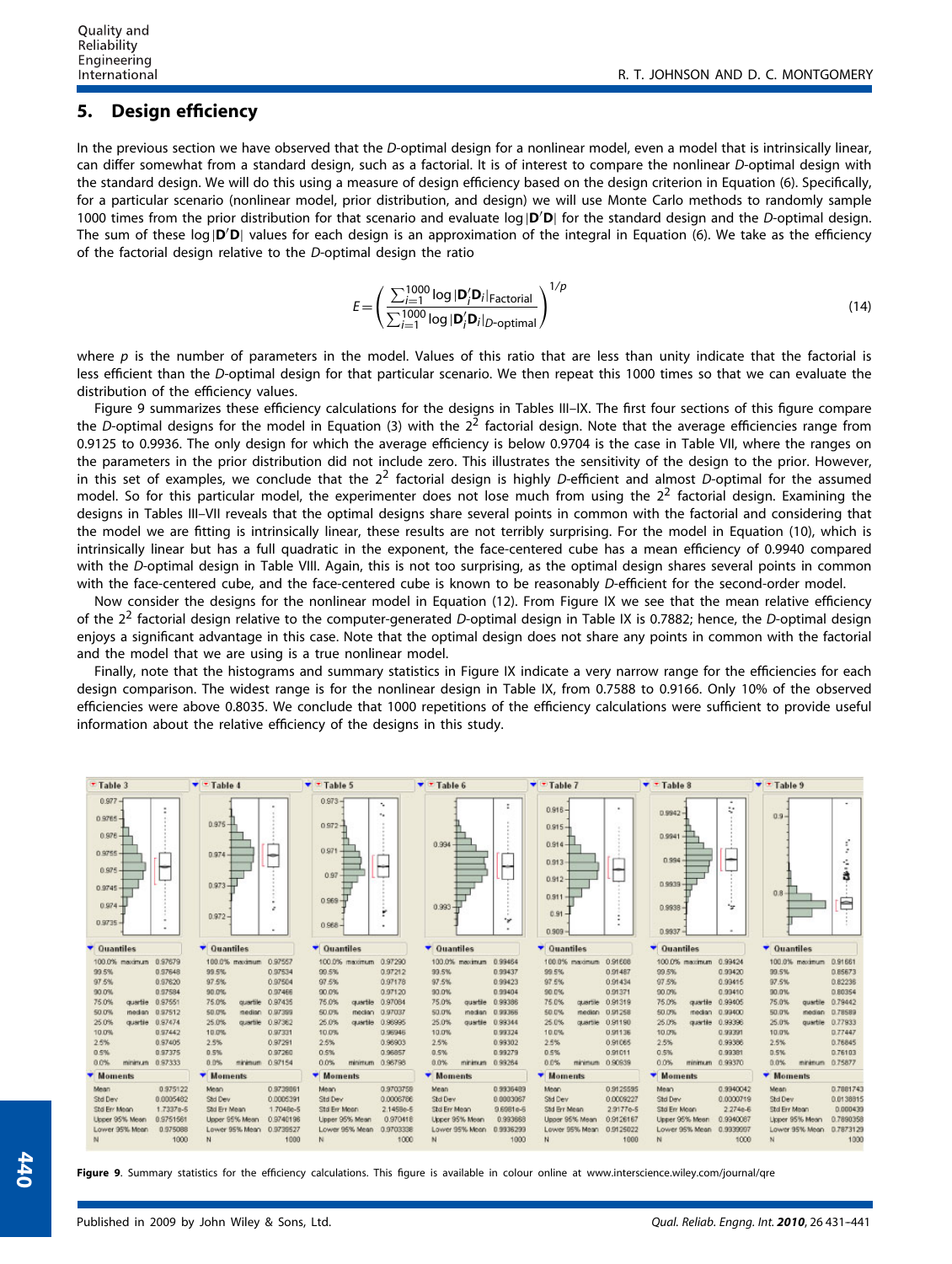## 5. Design efficiency

In the previous section we have observed that the *D*-optimal design for a nonlinear model, even a model that is intrinsically linear, can differ somewhat from a standard design, such as a factorial. It is of interest to compare the nonlinear *D*-optimal design with the standard design. We will do this using a measure of design efficiency based on the design criterion in Equation (6). Specifically, for a particular scenario (nonlinear model, prior distribution, and design) we will use Monte Carlo methods to randomly sample 1000 times from the prior distribution for that scenario and evaluate $\log|\mathbf{D}'\mathbf{D}|$ for the standard design and the *D*-optimal design. The sum of these $\log|\mathbf{D}'\mathbf{D}|$ values for each design is an approximation of the integral in Equation (6). We take as the efficiency of the factorial design relative to the *D*-optimal design the ratio

$$E=\left(\frac{\sum_{i=1}^{1000}\log|\mathbf{D}_i'\mathbf{D}_i|_{\text{Factorial}}}{\sum_{i=1}^{1000}\log|\mathbf{D}_i'\mathbf{D}_i|_{D\text{-optimal}}}\right)^{1/p} \tag{14}$$

where $p$ is the number of parameters in the model. Values of this ratio that are less than unity indicate that the factorial is less efficient than the *D*-optimal design for that particular scenario. We then repeat this 1000 times so that we can evaluate the distribution of the efficiency values.

Figure 9 summarizes these efficiency calculations for the designs in Tables III–IX. The first four sections of this figure compare the *D*-optimal designs for the model in Equation (3) with the $2^2$ factorial design. Note that the average efficiencies range from 0.9125 to 0.9936. The only design for which the average efficiency is below 0.9704 is the case in Table VII, where the ranges on the parameters in the prior distribution did not include zero. This illustrates the sensitivity of the design to the prior. However, in this set of examples, we conclude that the $2^2$ factorial design is highly *D*-efficient and almost *D*-optimal for the assumed model. So for this particular model, the experimenter does not lose much from using the $2^2$ factorial design. Examining the designs in Tables III–VII reveals that the optimal designs share several points in common with the factorial and considering that the model we are fitting is intrinsically linear, these results are not terribly surprising. For the model in Equation (10), which is intrinsically linear but has a full quadratic in the exponent, the face-centered cube has a mean efficiency of 0.9940 compared with the *D*-optimal design in Table VIII. Again, this is not too surprising, as the optimal design shares several points in common with the face-centered cube, and the face-centered cube is known to be reasonably *D*-efficient for the second-order model.

Now consider the designs for the nonlinear model in Equation (12). From Figure IX we see that the mean relative efficiency of the $2^2$ factorial design relative to the computer-generated *D*-optimal design in Table IX is 0.7882; hence, the *D*-optimal design enjoys a significant advantage in this case. Note that the optimal design does not share any points in common with the factorial and the model that we are using is a true nonlinear model.

Finally, note that the histograms and summary statistics in Figure IX indicate a very narrow range for the efficiencies for each design comparison. The widest range is for the nonlinear design in Table IX, from 0.7588 to 0.9166. Only 10% of the observed efficiencies were above 0.8035. We conclude that 1000 repetitions of the efficiency calculations were sufficient to provide useful information about the relative efficiency of the designs in this study.

**Quantiles**

| Quantile | Table 3 | Table 4 | Table 5 | Table 6 | Table 7 | Table 8 | Table 9 |
|---|---|---|---|---|---|---|---|
| 100.0% maximum | 0.97679 | 0.97557 | 0.97290 | 0.99464 | 0.91608 | 0.99424 | 0.91661 |
| 99.5% | 0.97648 | 0.97534 | 0.97212 | 0.99437 | 0.91487 | 0.99420 | 0.85673 |
| 97.5% | 0.97620 | 0.97504 | 0.97178 | 0.99423 | 0.91434 | 0.99415 | 0.82238 |
| 90.0% | 0.97584 | 0.97466 | 0.97120 | 0.99404 | 0.91371 | 0.99410 | 0.80354 |
| 75.0% quartile | 0.97551 | 0.97435 | 0.97084 | 0.99386 | 0.91319 | 0.99405 | 0.79442 |
| 50.0% median | 0.97512 | 0.97399 | 0.97037 | 0.99366 | 0.91258 | 0.99400 | 0.78589 |
| 25.0% quartile | 0.97474 | 0.97362 | 0.96995 | 0.99344 | 0.91190 | 0.99396 | 0.77933 |
| 10.0% | 0.97442 | 0.97331 | 0.96946 | 0.99324 | 0.91136 | 0.99391 | 0.77447 |
| 2.5% | 0.97405 | 0.97291 | 0.96903 | 0.99302 | 0.91065 | 0.99386 | 0.76845 |
| 0.5% | 0.97375 | 0.97260 | 0.96857 | 0.99279 | 0.91011 | 0.99381 | 0.76103 |
| 0.0% minimum | 0.97333 | 0.97154 | 0.96798 | 0.99264 | 0.90939 | 0.99370 | 0.75877 |

**Moments**

| Moment | Table 3 | Table 4 | Table 5 | Table 6 | Table 7 | Table 8 | Table 9 |
|---|---|---|---|---|---|---|---|
| Mean | 0.975122 | 0.9738861 | 0.9703759 | 0.9936489 | 0.9125595 | 0.9940042 | 0.7881743 |
| Std Dev | 0.0005482 | 0.0005391 | 0.0006786 | 0.0003067 | 0.0009227 | 0.0000719 | 0.0138815 |
| Std Err Mean | 1.7337e-5 | 1.7048e-5 | 2.1458e-5 | 9.6981e-6 | 2.9177e-5 | 2.274e-6 | 0.000439 |
| Upper 95% Mean | 0.9751561 | 0.9740196 | 0.970418 | 0.993668 | 0.9126167 | 0.9940087 | 0.7890358 |
| Lower 95% Mean | 0.975088 | 0.9739527 | 0.9703338 | 0.9936299 | 0.9125022 | 0.9939997 | 0.7873129 |
| N | 1000 | 1000 | 1000 | 1000 | 1000 | 1000 | 1000 |

**Figure 9**. Summary statistics for the efficiency calculations. This figure is available in colour online at www.interscience.wiley.com/journal/qre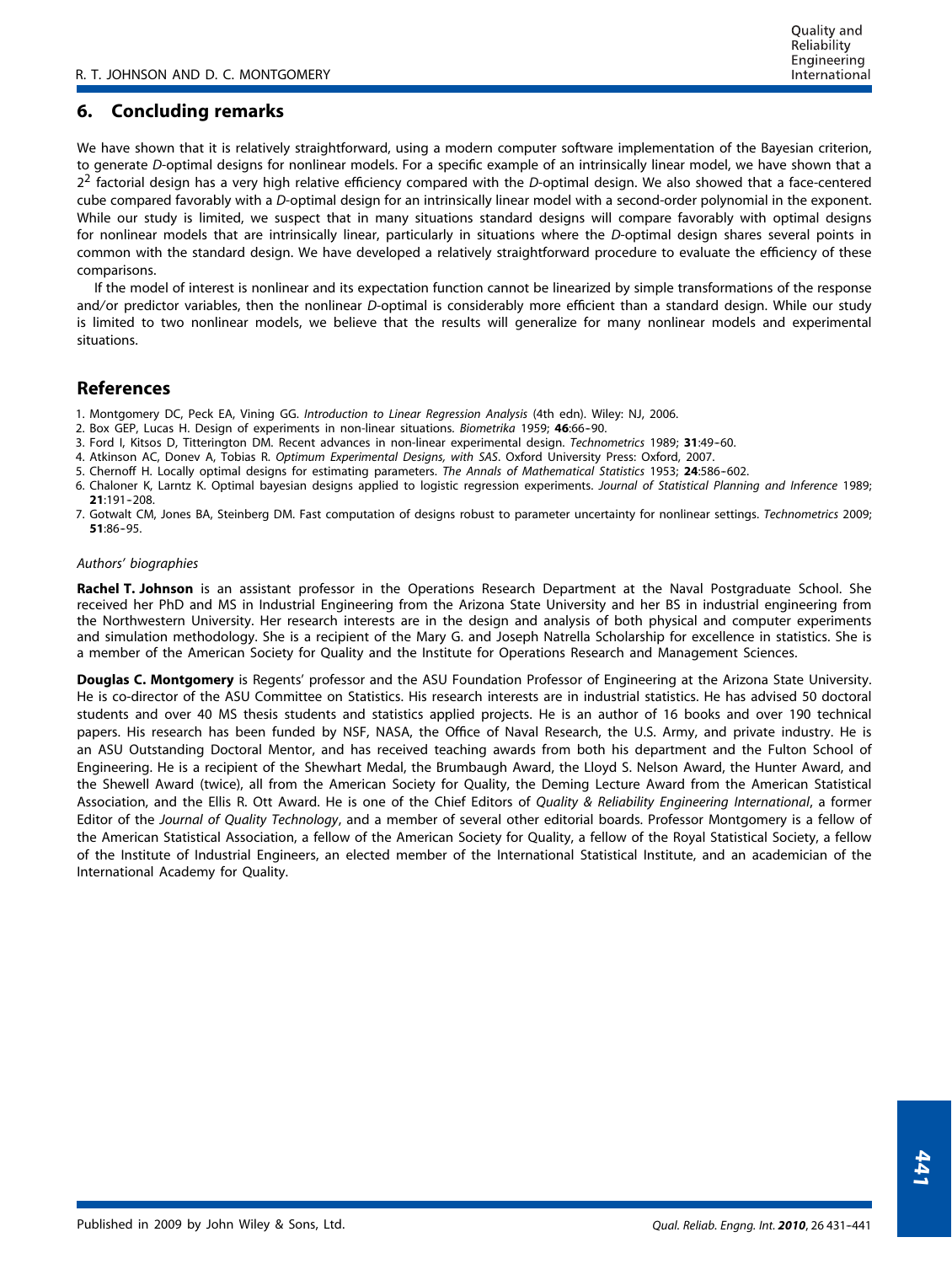## 6. Concluding remarks

We have shown that it is relatively straightforward, using a modern computer software implementation of the Bayesian criterion, to generate *D*-optimal designs for nonlinear models. For a specific example of an intrinsically linear model, we have shown that a $2^2$ factorial design has a very high relative efficiency compared with the *D*-optimal design. We also showed that a face-centered cube compared favorably with a *D*-optimal design for an intrinsically linear model with a second-order polynomial in the exponent. While our study is limited, we suspect that in many situations standard designs will compare favorably with optimal designs for nonlinear models that are intrinsically linear, particularly in situations where the *D*-optimal design shares several points in common with the standard design. We have developed a relatively straightforward procedure to evaluate the efficiency of these comparisons.

If the model of interest is nonlinear and its expectation function cannot be linearized by simple transformations of the response and/or predictor variables, then the nonlinear *D*-optimal is considerably more efficient than a standard design. While our study is limited to two nonlinear models, we believe that the results will generalize for many nonlinear models and experimental situations.

## References

1. Montgomery DC, Peck EA, Vining GG. *Introduction to Linear Regression Analysis* (4th edn). Wiley: NJ, 2006.
2. Box GEP, Lucas H. Design of experiments in non-linear situations. *Biometrika* 1959; **46**:66–90.
3. Ford I, Kitsos D, Titterington DM. Recent advances in non-linear experimental design. *Technometrics* 1989; **31**:49–60.
4. Atkinson AC, Donev A, Tobias R. *Optimum Experimental Designs, with SAS*. Oxford University Press: Oxford, 2007.
5. Chernoff H. Locally optimal designs for estimating parameters. *The Annals of Mathematical Statistics* 1953; **24**:586–602.
6. Chaloner K, Larntz K. Optimal bayesian designs applied to logistic regression experiments. *Journal of Statistical Planning and Inference* 1989; **21**:191–208.
7. Gotwalt CM, Jones BA, Steinberg DM. Fast computation of designs robust to parameter uncertainty for nonlinear settings. *Technometrics* 2009; **51**:86–95.

*Authors' biographies*

**Rachel T. Johnson** is an assistant professor in the Operations Research Department at the Naval Postgraduate School. She received her PhD and MS in Industrial Engineering from the Arizona State University and her BS in industrial engineering from the Northwestern University. Her research interests are in the design and analysis of both physical and computer experiments and simulation methodology. She is a recipient of the Mary G. and Joseph Natrella Scholarship for excellence in statistics. She is a member of the American Society for Quality and the Institute for Operations Research and Management Sciences.

**Douglas C. Montgomery** is Regents' professor and the ASU Foundation Professor of Engineering at the Arizona State University. He is co-director of the ASU Committee on Statistics. His research interests are in industrial statistics. He has advised 50 doctoral students and over 40 MS thesis students and statistics applied projects. He is an author of 16 books and over 190 technical papers. His research has been funded by NSF, NASA, the Office of Naval Research, the U.S. Army, and private industry. He is an ASU Outstanding Doctoral Mentor, and has received teaching awards from both his department and the Fulton School of Engineering. He is a recipient of the Shewhart Medal, the Brumbaugh Award, the Lloyd S. Nelson Award, the Hunter Award, and the Shewell Award (twice), all from the American Society for Quality, the Deming Lecture Award from the American Statistical Association, and the Ellis R. Ott Award. He is one of the Chief Editors of *Quality & Reliability Engineering International*, a former Editor of the *Journal of Quality Technology*, and a member of several other editorial boards. Professor Montgomery is a fellow of the American Statistical Association, a fellow of the American Society for Quality, a fellow of the Royal Statistical Society, a fellow of the Institute of Industrial Engineers, an elected member of the International Statistical Institute, and an academician of the International Academy for Quality.